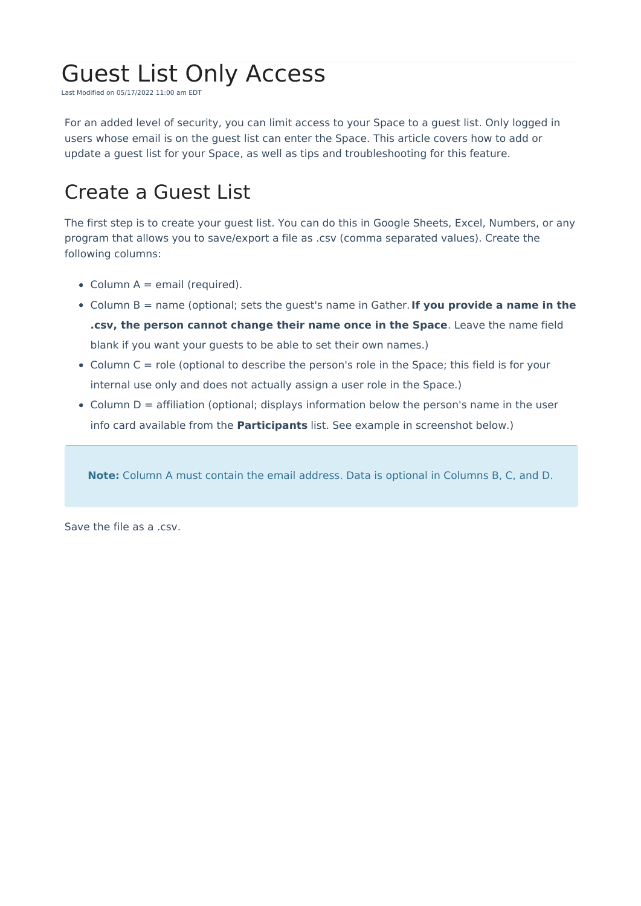# Guest List Only Access

Last Modified on 05/17/2022 11:00 am EDT

For an added level of security, you can limit access to your Space to a guest list. Only logged in users whose email is on the guest list can enter the Space. This article covers how to add or update a guest list for your Space, as well as tips and troubleshooting for this feature.

## Create a Guest List

The first step is to create your guest list. You can do this in Google Sheets, Excel, Numbers, or any program that allows you to save/export a file as .csv (comma separated values). Create the following columns:

- Column A = email (required).
- Column B = name (optional; sets the guest's name in Gather. **If you provide a name in the .csv, the person cannot change their name once in the Space**. Leave the name field blank if you want your guests to be able to set their own names.)
- Column C = role (optional to describe the person's role in the Space; this field is for your internal use only and does not actually assign a user role in the Space.)
- Column D = affiliation (optional; displays information below the person's name in the user info card available from the **Participants** list. See example in screenshot below.)

> **Note:** Column A must contain the email address. Data is optional in Columns B, C, and D.

Save the file as a .csv.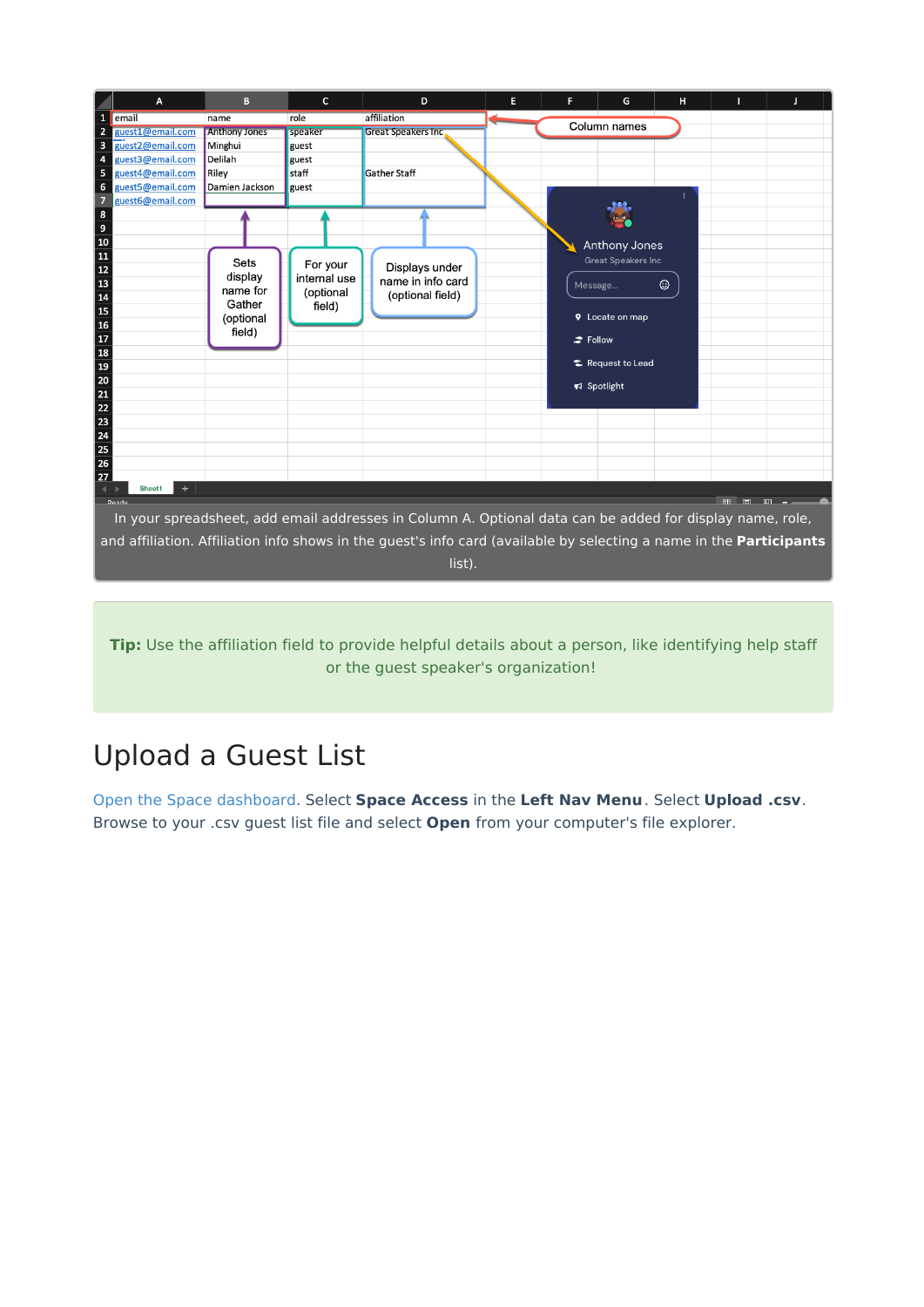In your spreadsheet, add email addresses in Column A. Optional data can be added for display name, role, and affiliation. Affiliation info shows in the guest's info card (available by selecting a name in the **Participants** list).

**Tip:** Use the affiliation field to provide helpful details about a person, like identifying help staff or the guest speaker's organization!

# Upload a Guest List

Open the Space dashboard. Select **Space Access** in the **Left Nav Menu**. Select **Upload .csv**. Browse to your .csv guest list file and select **Open** from your computer's file explorer.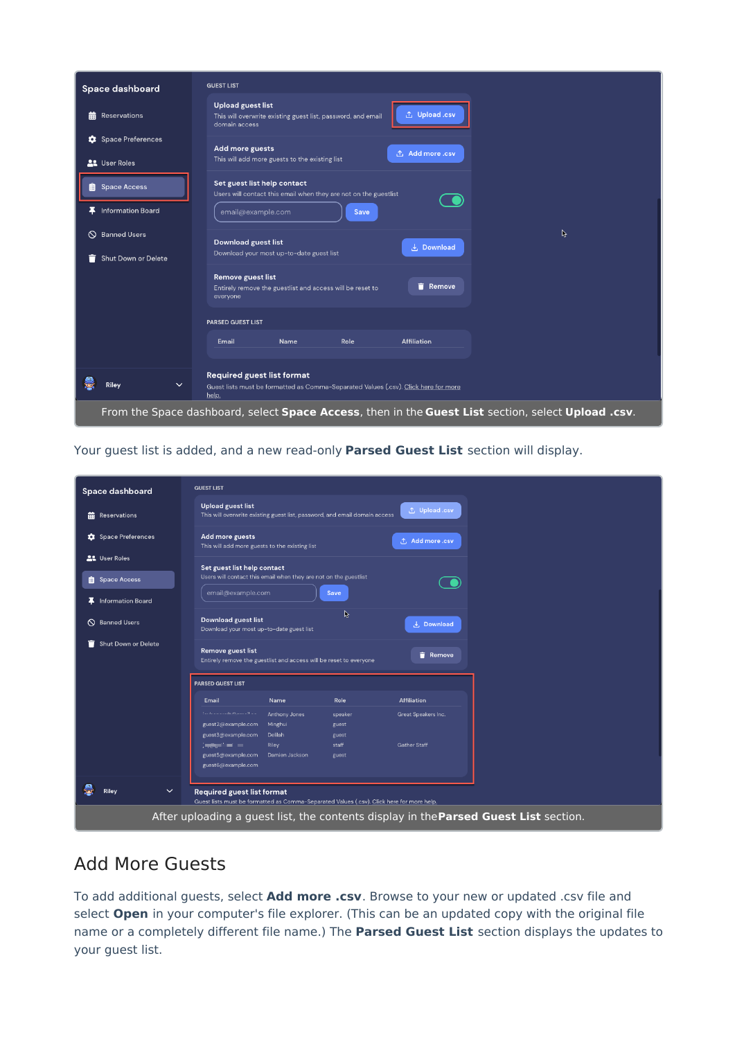From the Space dashboard, select **Space Access**, then in the **Guest List** section, select **Upload .csv**.

Your guest list is added, and a new read-only **Parsed Guest List** section will display.

After uploading a guest list, the contents display in the **Parsed Guest List** section.

## Add More Guests

To add additional guests, select **Add more .csv**. Browse to your new or updated .csv file and select **Open** in your computer's file explorer. (This can be an updated copy with the original file name or a completely different file name.) The **Parsed Guest List** section displays the updates to your guest list.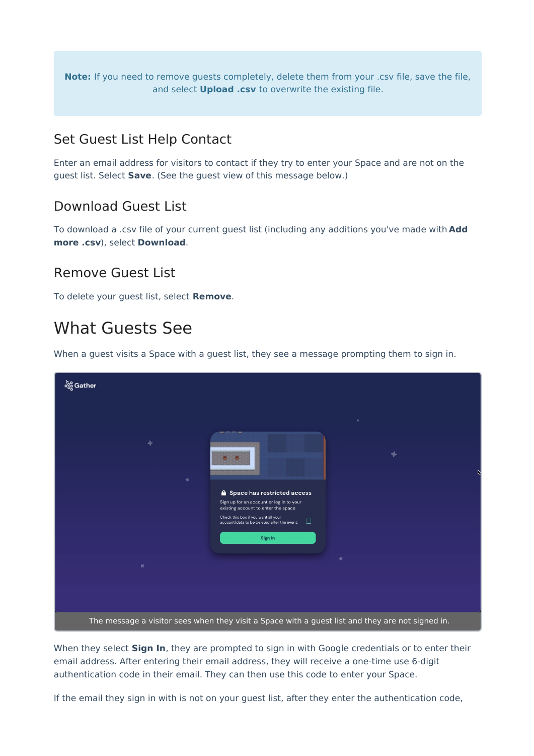**Note:** If you need to remove guests completely, delete them from your .csv file, save the file, and select **Upload .csv** to overwrite the existing file.

### Set Guest List Help Contact

Enter an email address for visitors to contact if they try to enter your Space and are not on the guest list. Select **Save**. (See the guest view of this message below.)

### Download Guest List

To download a .csv file of your current guest list (including any additions you've made with **Add more .csv**), select **Download**.

### Remove Guest List

To delete your guest list, select **Remove**.

## What Guests See

When a guest visits a Space with a guest list, they see a message prompting them to sign in.

The message a visitor sees when they visit a Space with a guest list and they are not signed in.

When they select **Sign In**, they are prompted to sign in with Google credentials or to enter their email address. After entering their email address, they will receive a one-time use 6-digit authentication code in their email. They can then use this code to enter your Space.

If the email they sign in with is not on your guest list, after they enter the authentication code,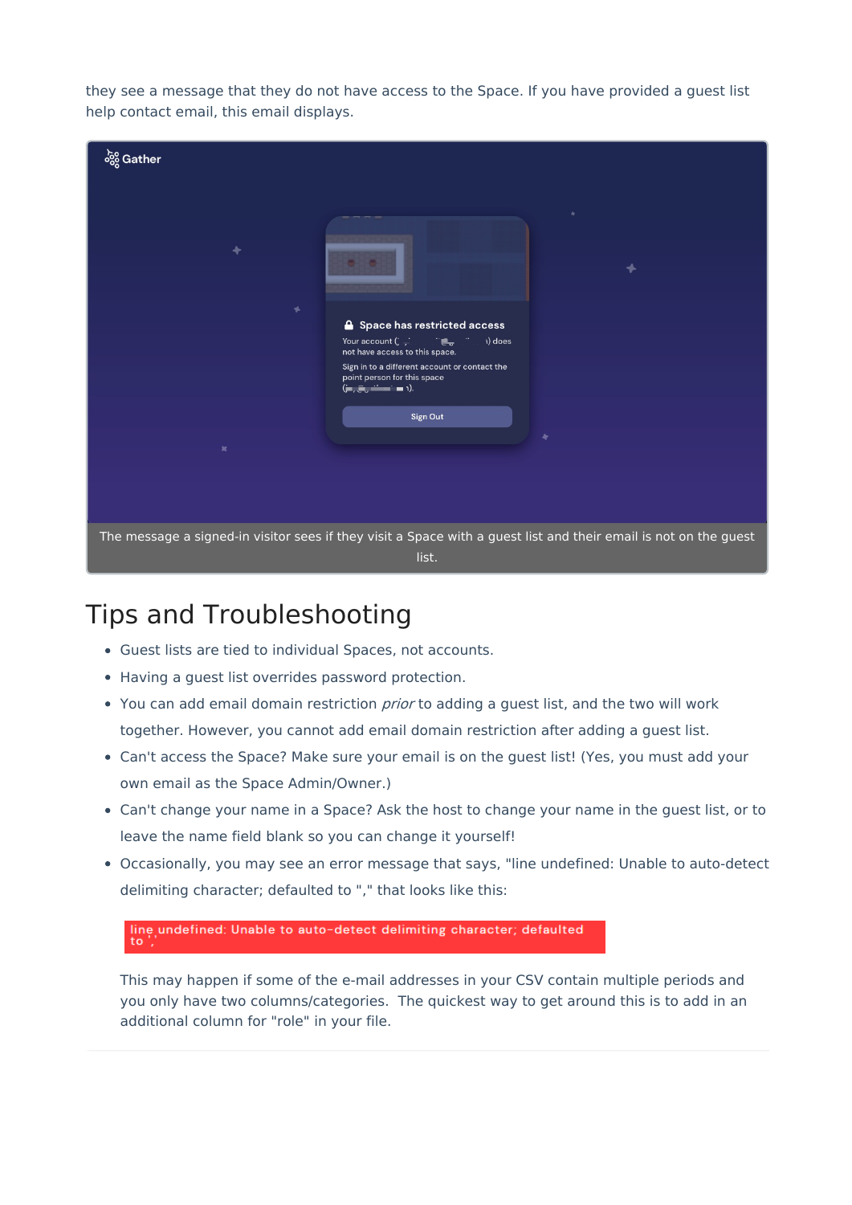they see a message that they do not have access to the Space. If you have provided a guest list help contact email, this email displays.

The message a signed-in visitor sees if they visit a Space with a guest list and their email is not on the guest list.

# Tips and Troubleshooting

- Guest lists are tied to individual Spaces, not accounts.
- Having a guest list overrides password protection.
- You can add email domain restriction *prior* to adding a guest list, and the two will work together. However, you cannot add email domain restriction after adding a guest list.
- Can't access the Space? Make sure your email is on the guest list! (Yes, you must add your own email as the Space Admin/Owner.)
- Can't change your name in a Space? Ask the host to change your name in the guest list, or to leave the name field blank so you can change it yourself!
- Occasionally, you may see an error message that says, "line undefined: Unable to auto-detect delimiting character; defaulted to "," that looks like this:

  line undefined: Unable to auto-detect delimiting character; defaulted to ','

  This may happen if some of the e-mail addresses in your CSV contain multiple periods and you only have two columns/categories. The quickest way to get around this is to add in an additional column for "role" in your file.